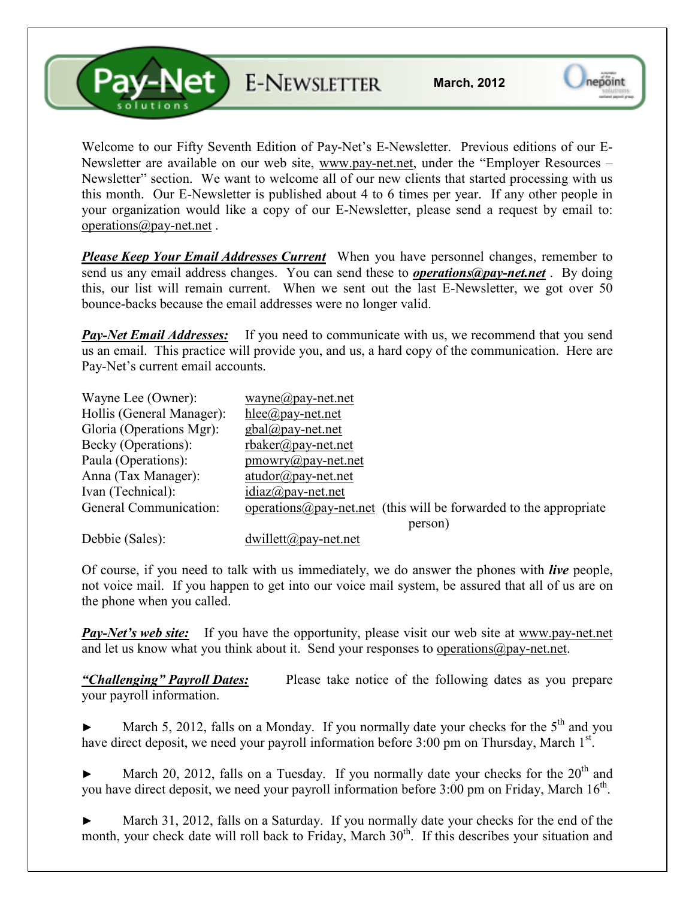# Pay-Net solutions E-NEWSLETTER

**March, 2012**

Welcome to our Fifty Seventh Edition of Pay-Net's E-Newsletter. Previous editions of our E-Newsletter are available on our web site, www.pay-net.net, under the "Employer Resources – Newsletter" section. We want to welcome all of our new clients that started processing with us this month. Our E-Newsletter is published about 4 to 6 times per year. If any other people in your organization would like a copy of our E-Newsletter, please send a request by email to: operations@pay-net.net .

***Please Keep Your Email Addresses Current*** When you have personnel changes, remember to send us any email address changes. You can send these to ***operations@pay-net.net*** . By doing this, our list will remain current. When we sent out the last E-Newsletter, we got over 50 bounce-backs because the email addresses were no longer valid.

***Pay-Net Email Addresses:*** If you need to communicate with us, we recommend that you send us an email. This practice will provide you, and us, a hard copy of the communication. Here are Pay-Net's current email accounts.

| | |
|---|---|
| Wayne Lee (Owner): | wayne@pay-net.net |
| Hollis (General Manager): | hlee@pay-net.net |
| Gloria (Operations Mgr): | gbal@pay-net.net |
| Becky (Operations): | rbaker@pay-net.net |
| Paula (Operations): | pmowry@pay-net.net |
| Anna (Tax Manager): | atudor@pay-net.net |
| Ivan (Technical): | idiaz@pay-net.net |
| General Communication: | operations@pay-net.net (this will be forwarded to the appropriate person) |
| Debbie (Sales): | dwillett@pay-net.net |

Of course, if you need to talk with us immediately, we do answer the phones with ***live*** people, not voice mail. If you happen to get into our voice mail system, be assured that all of us are on the phone when you called.

***Pay-Net's web site:*** If you have the opportunity, please visit our web site at www.pay-net.net and let us know what you think about it. Send your responses to operations@pay-net.net.

***"Challenging" Payroll Dates:*** Please take notice of the following dates as you prepare your payroll information.

► March 5, 2012, falls on a Monday. If you normally date your checks for the 5th and you have direct deposit, we need your payroll information before 3:00 pm on Thursday, March 1st.

► March 20, 2012, falls on a Tuesday. If you normally date your checks for the 20th and you have direct deposit, we need your payroll information before 3:00 pm on Friday, March 16th.

► March 31, 2012, falls on a Saturday. If you normally date your checks for the end of the month, your check date will roll back to Friday, March 30th. If this describes your situation and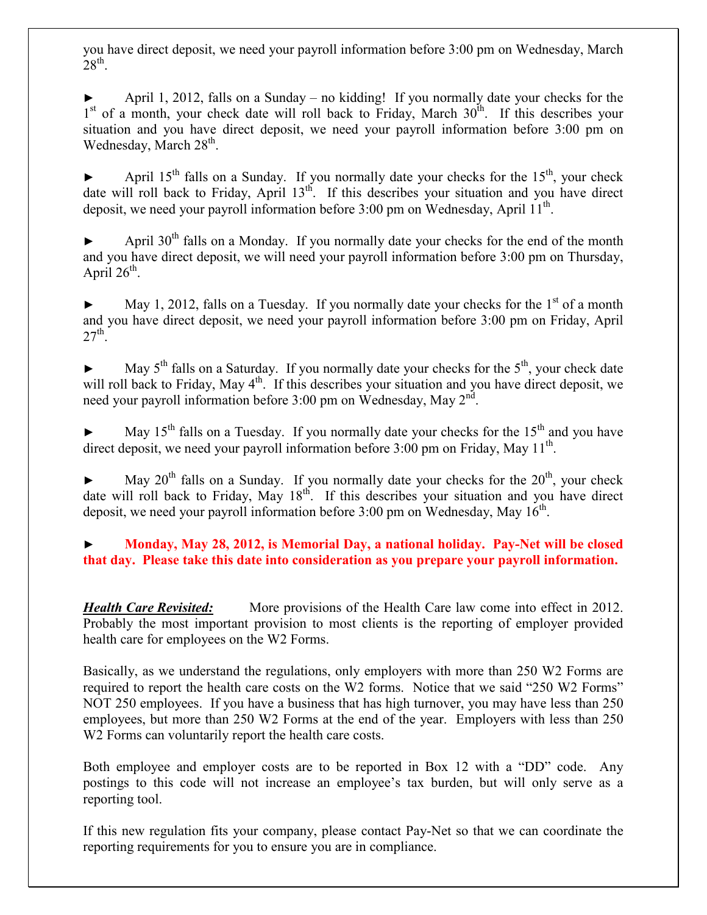you have direct deposit, we need your payroll information before 3:00 pm on Wednesday, March 28th.

► April 1, 2012, falls on a Sunday – no kidding! If you normally date your checks for the 1st of a month, your check date will roll back to Friday, March 30th. If this describes your situation and you have direct deposit, we need your payroll information before 3:00 pm on Wednesday, March 28th.

► April 15th falls on a Sunday. If you normally date your checks for the 15th, your check date will roll back to Friday, April 13th. If this describes your situation and you have direct deposit, we need your payroll information before 3:00 pm on Wednesday, April 11th.

► April 30th falls on a Monday. If you normally date your checks for the end of the month and you have direct deposit, we will need your payroll information before 3:00 pm on Thursday, April 26th.

► May 1, 2012, falls on a Tuesday. If you normally date your checks for the 1st of a month and you have direct deposit, we need your payroll information before 3:00 pm on Friday, April 27th.

► May 5th falls on a Saturday. If you normally date your checks for the 5th, your check date will roll back to Friday, May 4th. If this describes your situation and you have direct deposit, we need your payroll information before 3:00 pm on Wednesday, May 2nd.

► May 15th falls on a Tuesday. If you normally date your checks for the 15th and you have direct deposit, we need your payroll information before 3:00 pm on Friday, May 11th.

► May 20th falls on a Sunday. If you normally date your checks for the 20th, your check date will roll back to Friday, May 18th. If this describes your situation and you have direct deposit, we need your payroll information before 3:00 pm on Wednesday, May 16th.

► **Monday, May 28, 2012, is Memorial Day, a national holiday. Pay-Net will be closed that day. Please take this date into consideration as you prepare your payroll information.**

***Health Care Revisited:*** More provisions of the Health Care law come into effect in 2012. Probably the most important provision to most clients is the reporting of employer provided health care for employees on the W2 Forms.

Basically, as we understand the regulations, only employers with more than 250 W2 Forms are required to report the health care costs on the W2 forms. Notice that we said "250 W2 Forms" NOT 250 employees. If you have a business that has high turnover, you may have less than 250 employees, but more than 250 W2 Forms at the end of the year. Employers with less than 250 W2 Forms can voluntarily report the health care costs.

Both employee and employer costs are to be reported in Box 12 with a "DD" code. Any postings to this code will not increase an employee's tax burden, but will only serve as a reporting tool.

If this new regulation fits your company, please contact Pay-Net so that we can coordinate the reporting requirements for you to ensure you are in compliance.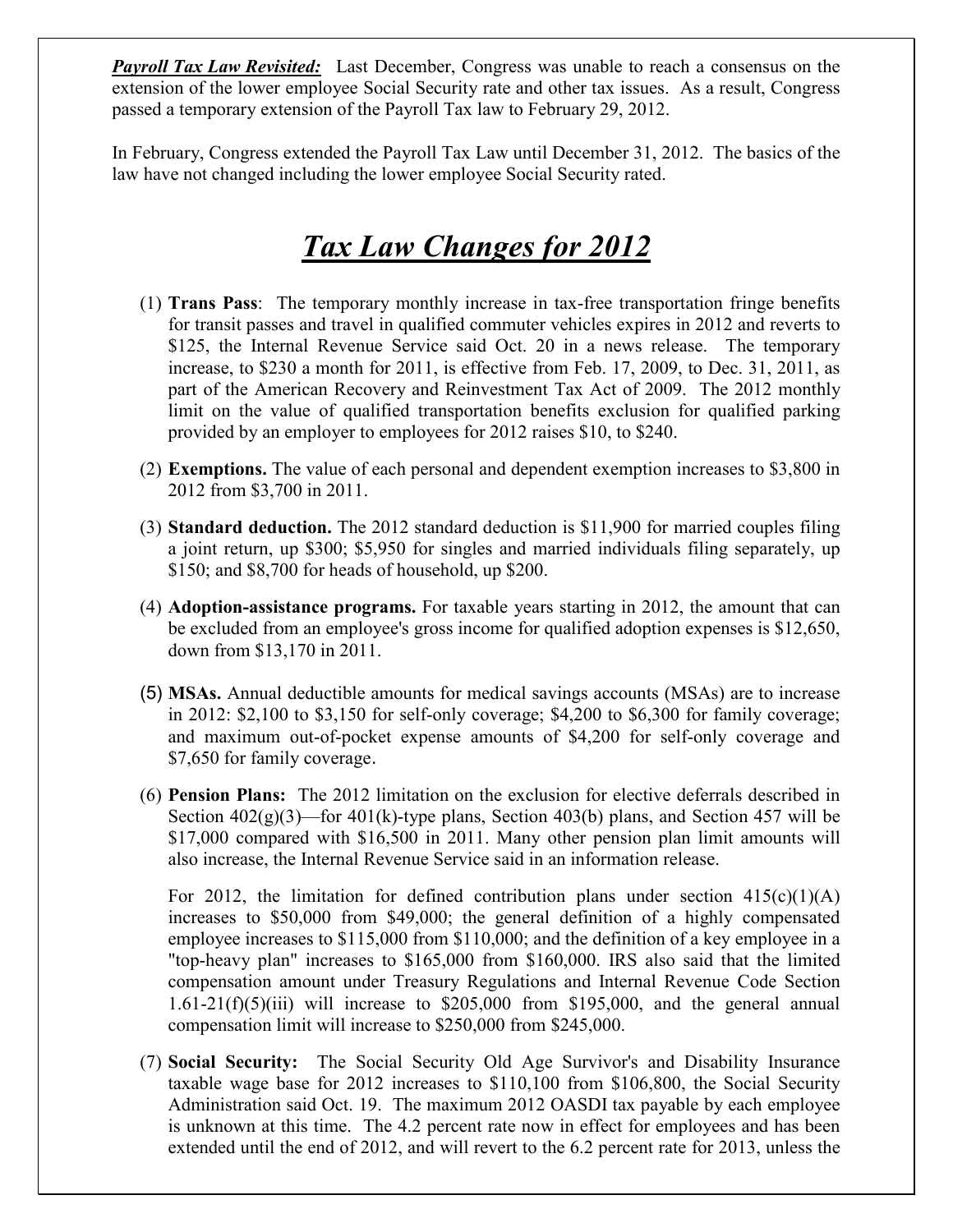***Payroll Tax Law Revisited:*** Last December, Congress was unable to reach a consensus on the extension of the lower employee Social Security rate and other tax issues. As a result, Congress passed a temporary extension of the Payroll Tax law to February 29, 2012.

In February, Congress extended the Payroll Tax Law until December 31, 2012. The basics of the law have not changed including the lower employee Social Security rated.

# ***Tax Law Changes for 2012***

(1) **Trans Pass**: The temporary monthly increase in tax-free transportation fringe benefits for transit passes and travel in qualified commuter vehicles expires in 2012 and reverts to $125, the Internal Revenue Service said Oct. 20 in a news release. The temporary increase, to $230 a month for 2011, is effective from Feb. 17, 2009, to Dec. 31, 2011, as part of the American Recovery and Reinvestment Tax Act of 2009. The 2012 monthly limit on the value of qualified transportation benefits exclusion for qualified parking provided by an employer to employees for 2012 raises $10, to $240.

(2) **Exemptions.** The value of each personal and dependent exemption increases to $3,800 in 2012 from $3,700 in 2011.

(3) **Standard deduction.** The 2012 standard deduction is $11,900 for married couples filing a joint return, up $300; $5,950 for singles and married individuals filing separately, up $150; and $8,700 for heads of household, up $200.

(4) **Adoption-assistance programs.** For taxable years starting in 2012, the amount that can be excluded from an employee's gross income for qualified adoption expenses is $12,650, down from $13,170 in 2011.

(5) **MSAs.** Annual deductible amounts for medical savings accounts (MSAs) are to increase in 2012: $2,100 to $3,150 for self-only coverage; $4,200 to $6,300 for family coverage; and maximum out-of-pocket expense amounts of $4,200 for self-only coverage and $7,650 for family coverage.

(6) **Pension Plans:** The 2012 limitation on the exclusion for elective deferrals described in Section 402(g)(3)—for 401(k)-type plans, Section 403(b) plans, and Section 457 will be $17,000 compared with $16,500 in 2011. Many other pension plan limit amounts will also increase, the Internal Revenue Service said in an information release.

For 2012, the limitation for defined contribution plans under section 415(c)(1)(A) increases to $50,000 from $49,000; the general definition of a highly compensated employee increases to $115,000 from $110,000; and the definition of a key employee in a "top-heavy plan" increases to $165,000 from $160,000. IRS also said that the limited compensation amount under Treasury Regulations and Internal Revenue Code Section 1.61-21(f)(5)(iii) will increase to $205,000 from $195,000, and the general annual compensation limit will increase to $250,000 from $245,000.

(7) **Social Security:** The Social Security Old Age Survivor's and Disability Insurance taxable wage base for 2012 increases to $110,100 from $106,800, the Social Security Administration said Oct. 19. The maximum 2012 OASDI tax payable by each employee is unknown at this time. The 4.2 percent rate now in effect for employees and has been extended until the end of 2012, and will revert to the 6.2 percent rate for 2013, unless the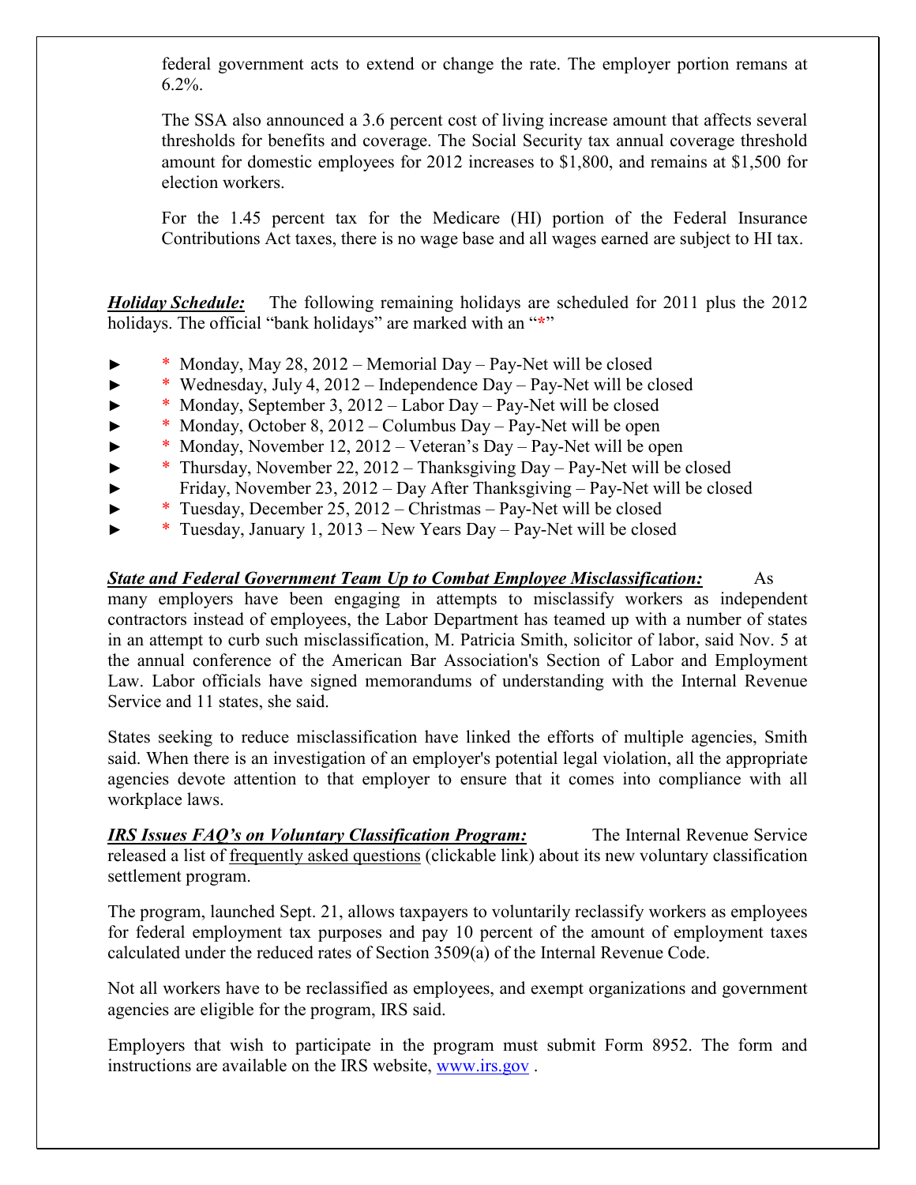federal government acts to extend or change the rate. The employer portion remans at 6.2%.

The SSA also announced a 3.6 percent cost of living increase amount that affects several thresholds for benefits and coverage. The Social Security tax annual coverage threshold amount for domestic employees for 2012 increases to $1,800, and remains at $1,500 for election workers.

For the 1.45 percent tax for the Medicare (HI) portion of the Federal Insurance Contributions Act taxes, there is no wage base and all wages earned are subject to HI tax.

***Holiday Schedule:*** The following remaining holidays are scheduled for 2011 plus the 2012 holidays. The official "bank holidays" are marked with an "*"

- ► * Monday, May 28, 2012 – Memorial Day – Pay-Net will be closed
- ► * Wednesday, July 4, 2012 – Independence Day – Pay-Net will be closed
- ► * Monday, September 3, 2012 – Labor Day – Pay-Net will be closed
- ► * Monday, October 8, 2012 – Columbus Day – Pay-Net will be open
- ► * Monday, November 12, 2012 – Veteran's Day – Pay-Net will be open
- ► * Thursday, November 22, 2012 – Thanksgiving Day – Pay-Net will be closed
- ► Friday, November 23, 2012 – Day After Thanksgiving – Pay-Net will be closed
- ► * Tuesday, December 25, 2012 – Christmas – Pay-Net will be closed
- ► * Tuesday, January 1, 2013 – New Years Day – Pay-Net will be closed

***State and Federal Government Team Up to Combat Employee Misclassification:*** As many employers have been engaging in attempts to misclassify workers as independent contractors instead of employees, the Labor Department has teamed up with a number of states in an attempt to curb such misclassification, M. Patricia Smith, solicitor of labor, said Nov. 5 at the annual conference of the American Bar Association's Section of Labor and Employment Law. Labor officials have signed memorandums of understanding with the Internal Revenue Service and 11 states, she said.

States seeking to reduce misclassification have linked the efforts of multiple agencies, Smith said. When there is an investigation of an employer's potential legal violation, all the appropriate agencies devote attention to that employer to ensure that it comes into compliance with all workplace laws.

***IRS Issues FAQ's on Voluntary Classification Program:*** The Internal Revenue Service released a list of frequently asked questions (clickable link) about its new voluntary classification settlement program.

The program, launched Sept. 21, allows taxpayers to voluntarily reclassify workers as employees for federal employment tax purposes and pay 10 percent of the amount of employment taxes calculated under the reduced rates of Section 3509(a) of the Internal Revenue Code.

Not all workers have to be reclassified as employees, and exempt organizations and government agencies are eligible for the program, IRS said.

Employers that wish to participate in the program must submit Form 8952. The form and instructions are available on the IRS website, www.irs.gov .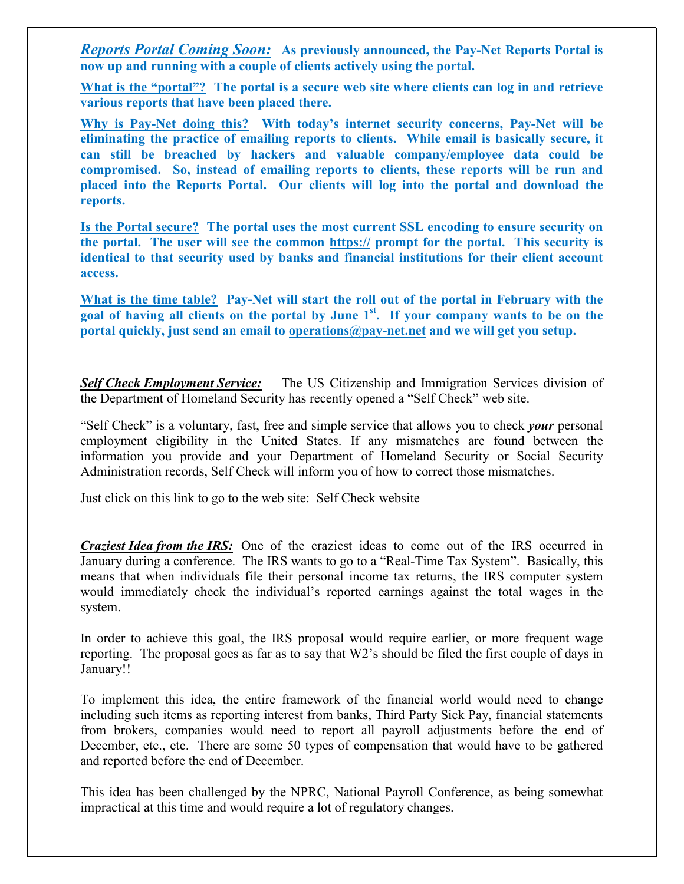***Reports Portal Coming Soon:*** **As previously announced, the Pay-Net Reports Portal is now up and running with a couple of clients actively using the portal.**

**What is the "portal"? The portal is a secure web site where clients can log in and retrieve various reports that have been placed there.**

**Why is Pay-Net doing this? With today's internet security concerns, Pay-Net will be eliminating the practice of emailing reports to clients. While email is basically secure, it can still be breached by hackers and valuable company/employee data could be compromised. So, instead of emailing reports to clients, these reports will be run and placed into the Reports Portal. Our clients will log into the portal and download the reports.**

**Is the Portal secure? The portal uses the most current SSL encoding to ensure security on the portal. The user will see the common https:// prompt for the portal. This security is identical to that security used by banks and financial institutions for their client account access.**

**What is the time table? Pay-Net will start the roll out of the portal in February with the goal of having all clients on the portal by June 1st. If your company wants to be on the portal quickly, just send an email to operations@pay-net.net and we will get you setup.**

***Self Check Employment Service:*** The US Citizenship and Immigration Services division of the Department of Homeland Security has recently opened a "Self Check" web site.

"Self Check" is a voluntary, fast, free and simple service that allows you to check ***your*** personal employment eligibility in the United States. If any mismatches are found between the information you provide and your Department of Homeland Security or Social Security Administration records, Self Check will inform you of how to correct those mismatches.

Just click on this link to go to the web site: Self Check website

***Craziest Idea from the IRS:*** One of the craziest ideas to come out of the IRS occurred in January during a conference. The IRS wants to go to a "Real-Time Tax System". Basically, this means that when individuals file their personal income tax returns, the IRS computer system would immediately check the individual's reported earnings against the total wages in the system.

In order to achieve this goal, the IRS proposal would require earlier, or more frequent wage reporting. The proposal goes as far as to say that W2's should be filed the first couple of days in January!!

To implement this idea, the entire framework of the financial world would need to change including such items as reporting interest from banks, Third Party Sick Pay, financial statements from brokers, companies would need to report all payroll adjustments before the end of December, etc., etc. There are some 50 types of compensation that would have to be gathered and reported before the end of December.

This idea has been challenged by the NPRC, National Payroll Conference, as being somewhat impractical at this time and would require a lot of regulatory changes.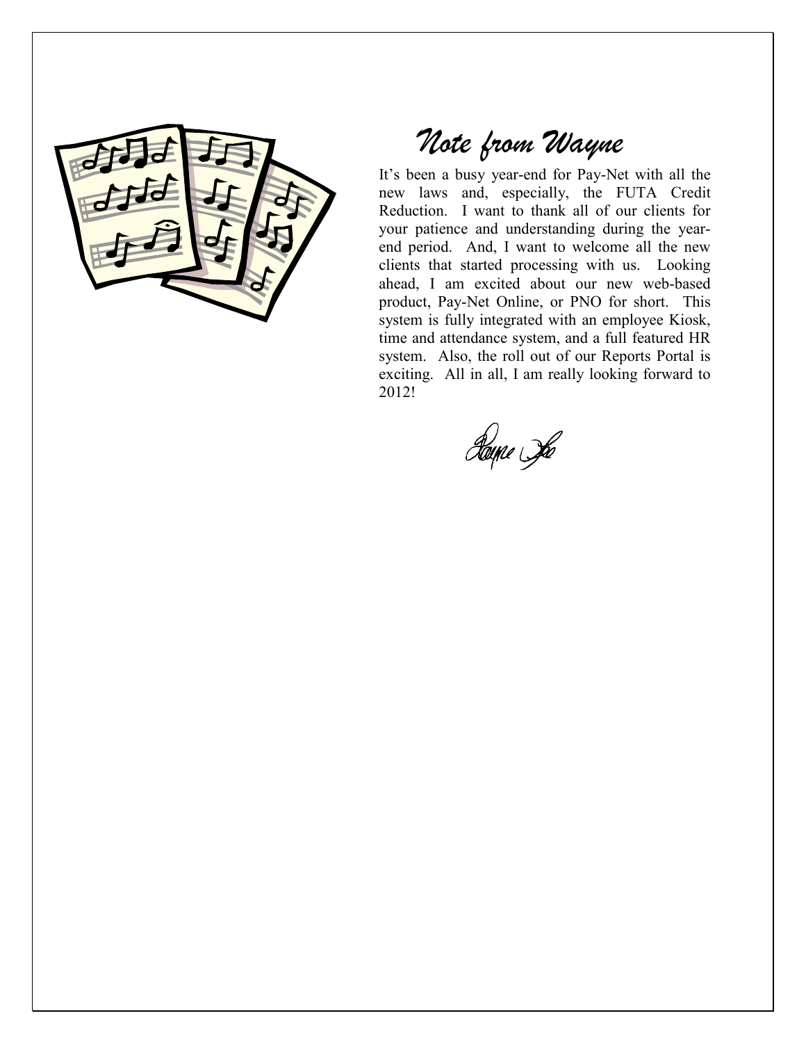# *Note from Wayne*

It's been a busy year-end for Pay-Net with all the new laws and, especially, the FUTA Credit Reduction. I want to thank all of our clients for your patience and understanding during the year-end period. And, I want to welcome all the new clients that started processing with us. Looking ahead, I am excited about our new web-based product, Pay-Net Online, or PNO for short. This system is fully integrated with an employee Kiosk, time and attendance system, and a full featured HR system. Also, the roll out of our Reports Portal is exciting. All in all, I am really looking forward to 2012!